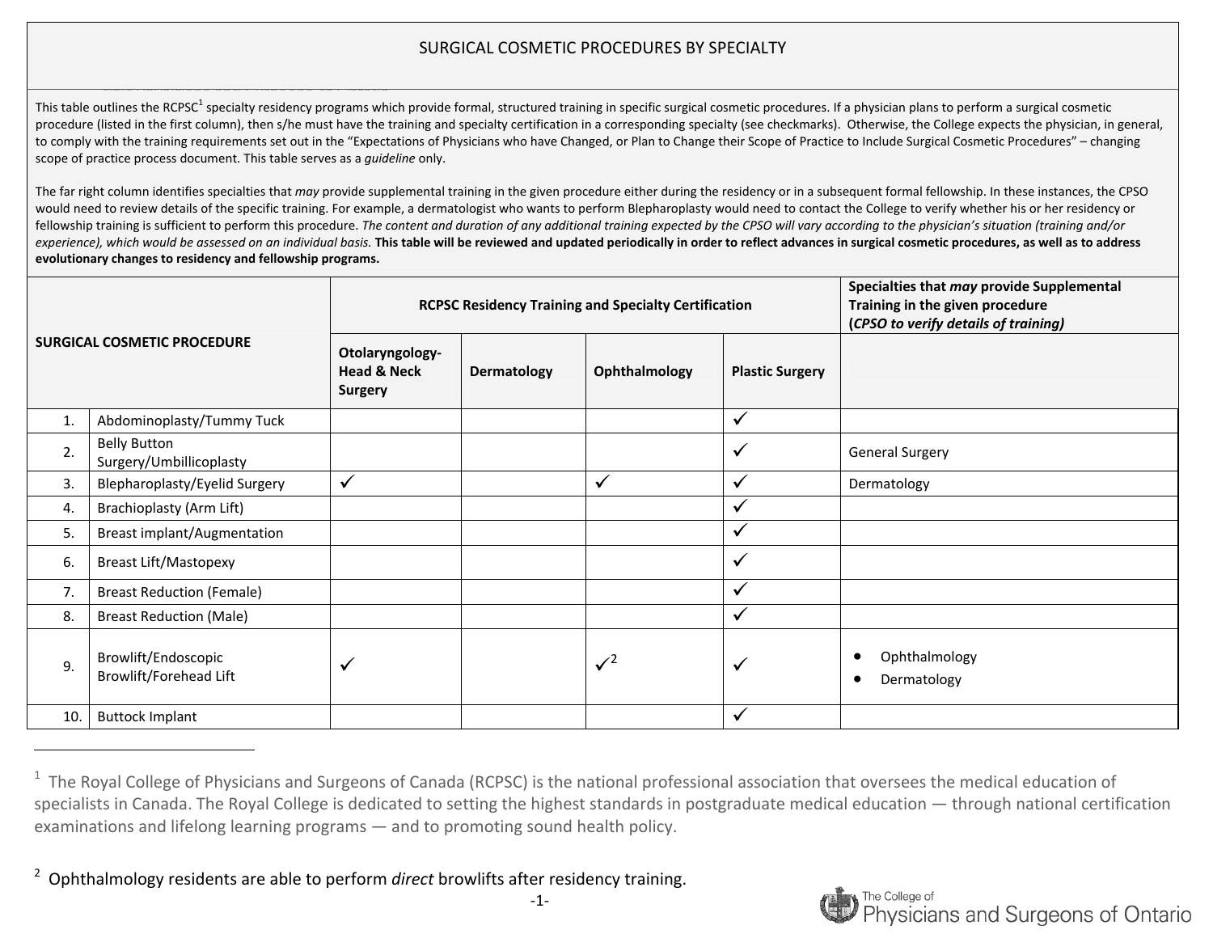# SURGICAL COSMETIC PROCEDURES BY SPECIALTY

This table outlines the RCPSC[1] specialty residency programs which provide formal, structured training in specific surgical cosmetic procedures. If a physician plans to perform a surgical cosmetic procedure (listed in the first column), then s/he must have the training and specialty certification in a corresponding specialty (see checkmarks). Otherwise, the College expects the physician, in general, to comply with the training requirements set out in the "Expectations of Physicians who have Changed, or Plan to Change their Scope of Practice to Include Surgical Cosmetic Procedures" – changing scope of practice process document. This table serves as a *guideline* only.

The far right column identifies specialties that *may* provide supplemental training in the given procedure either during the residency or in a subsequent formal fellowship. In these instances, the CPSO would need to review details of the specific training. For example, a dermatologist who wants to perform Blepharoplasty would need to contact the College to verify whether his or her residency or fellowship training is sufficient to perform this procedure. *The content and duration of any additional training expected by the CPSO will vary according to the physician's situation (training and/or experience), which would be assessed on an individual basis.* **This table will be reviewed and updated periodically in order to reflect advances in surgical cosmetic procedures, as well as to address evolutionary changes to residency and fellowship programs.**

| SURGICAL COSMETIC PROCEDURE | | RCPSC Residency Training and Specialty Certification | | | | Specialties that *may* provide Supplemental Training in the given procedure (*CPSO to verify details of training)* |
|---|---|---|---|---|---|---|
| | | **Otolaryngology-Head & Neck Surgery** | **Dermatology** | **Ophthalmology** | **Plastic Surgery** | |
| 1. | Abdominoplasty/Tummy Tuck | | | | ✓ | |
| 2. | Belly Button Surgery/Umbillicoplasty | | | | ✓ | General Surgery |
| 3. | Blepharoplasty/Eyelid Surgery | ✓ | | ✓ | ✓ | Dermatology |
| 4. | Brachioplasty (Arm Lift) | | | | ✓ | |
| 5. | Breast implant/Augmentation | | | | ✓ | |
| 6. | Breast Lift/Mastopexy | | | | ✓ | |
| 7. | Breast Reduction (Female) | | | | ✓ | |
| 8. | Breast Reduction (Male) | | | | ✓ | |
| 9. | Browlift/Endoscopic Browlift/Forehead Lift | ✓ | | ✓[2] | ✓ | • Ophthalmology<br>• Dermatology |
| 10. | Buttock Implant | | | | ✓ | |

[1] The Royal College of Physicians and Surgeons of Canada (RCPSC) is the national professional association that oversees the medical education of specialists in Canada. The Royal College is dedicated to setting the highest standards in postgraduate medical education — through national certification examinations and lifelong learning programs — and to promoting sound health policy.

[2] Ophthalmology residents are able to perform *direct* browlifts after residency training.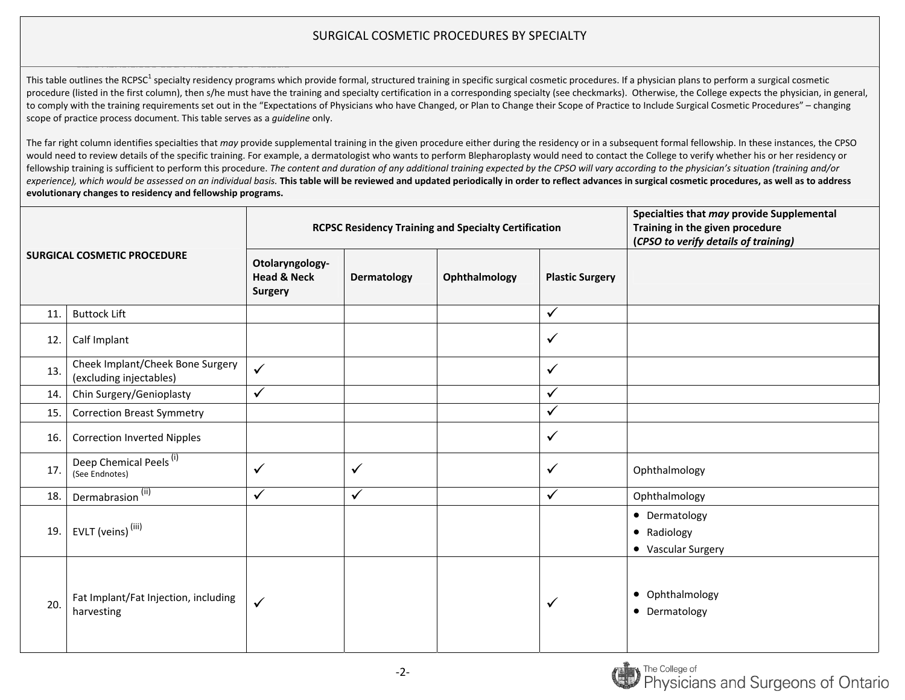# SURGICAL COSMETIC PROCEDURES BY SPECIALTY

This table outlines the RCPSC[1] specialty residency programs which provide formal, structured training in specific surgical cosmetic procedures. If a physician plans to perform a surgical cosmetic procedure (listed in the first column), then s/he must have the training and specialty certification in a corresponding specialty (see checkmarks). Otherwise, the College expects the physician, in general, to comply with the training requirements set out in the "Expectations of Physicians who have Changed, or Plan to Change their Scope of Practice to Include Surgical Cosmetic Procedures" – changing scope of practice process document. This table serves as a *guideline* only.

The far right column identifies specialties that *may* provide supplemental training in the given procedure either during the residency or in a subsequent formal fellowship. In these instances, the CPSO would need to review details of the specific training. For example, a dermatologist who wants to perform Blepharoplasty would need to contact the College to verify whether his or her residency or fellowship training is sufficient to perform this procedure. *The content and duration of any additional training expected by the CPSO will vary according to the physician's situation (training and/or experience), which would be assessed on an individual basis.* **This table will be reviewed and updated periodically in order to reflect advances in surgical cosmetic procedures, as well as to address evolutionary changes to residency and fellowship programs.**

| SURGICAL COSMETIC PROCEDURE | | RCPSC Residency Training and Specialty Certification | | | | Specialties that *may* provide Supplemental Training in the given procedure (*CPSO to verify details of training)* |
|---|---|---|---|---|---|---|
| | | **Otolaryngology-Head & Neck Surgery** | **Dermatology** | **Ophthalmology** | **Plastic Surgery** | |
| 11. | Buttock Lift | | | | ✓ | |
| 12. | Calf Implant | | | | ✓ | |
| 13. | Cheek Implant/Cheek Bone Surgery (excluding injectables) | ✓ | | | ✓ | |
| 14. | Chin Surgery/Genioplasty | ✓ | | | ✓ | |
| 15. | Correction Breast Symmetry | | | | ✓ | |
| 16. | Correction Inverted Nipples | | | | ✓ | |
| 17. | Deep Chemical Peels [(i)] (See Endnotes) | ✓ | ✓ | | ✓ | Ophthalmology |
| 18. | Dermabrasion [(ii)] | ✓ | ✓ | | ✓ | Ophthalmology |
| 19. | EVLT (veins) [(iii)] | | | | | • Dermatology<br>• Radiology<br>• Vascular Surgery |
| 20. | Fat Implant/Fat Injection, including harvesting | ✓ | | | ✓ | • Ophthalmology<br>• Dermatology |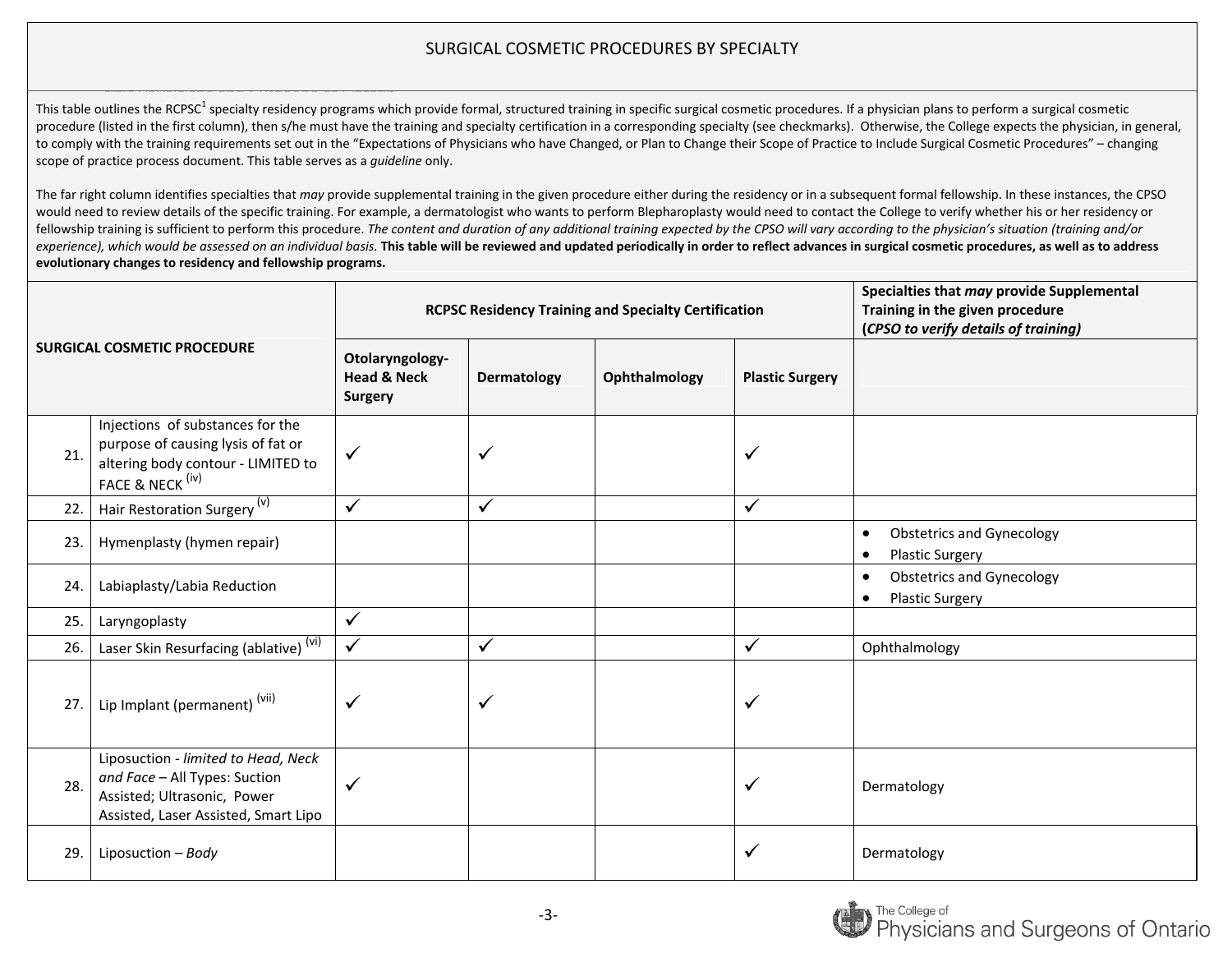# SURGICAL COSMETIC PROCEDURES BY SPECIALTY

This table outlines the RCPSC[1] specialty residency programs which provide formal, structured training in specific surgical cosmetic procedures. If a physician plans to perform a surgical cosmetic procedure (listed in the first column), then s/he must have the training and specialty certification in a corresponding specialty (see checkmarks). Otherwise, the College expects the physician, in general, to comply with the training requirements set out in the "Expectations of Physicians who have Changed, or Plan to Change their Scope of Practice to Include Surgical Cosmetic Procedures" – changing scope of practice process document. This table serves as a *guideline* only.

The far right column identifies specialties that *may* provide supplemental training in the given procedure either during the residency or in a subsequent formal fellowship. In these instances, the CPSO would need to review details of the specific training. For example, a dermatologist who wants to perform Blepharoplasty would need to contact the College to verify whether his or her residency or fellowship training is sufficient to perform this procedure. *The content and duration of any additional training expected by the CPSO will vary according to the physician's situation (training and/or experience), which would be assessed on an individual basis.* **This table will be reviewed and updated periodically in order to reflect advances in surgical cosmetic procedures, as well as to address evolutionary changes to residency and fellowship programs.**

| | **SURGICAL COSMETIC PROCEDURE** | **RCPSC Residency Training and Specialty Certification** | | | | **Specialties that *may* provide Supplemental Training in the given procedure (*CPSO to verify details of training)*** |
|---|---|---|---|---|---|---|
| | | **Otolaryngology-Head & Neck Surgery** | **Dermatology** | **Ophthalmology** | **Plastic Surgery** | |
| 21. | Injections of substances for the purpose of causing lysis of fat or altering body contour - LIMITED to FACE & NECK [(iv)] | ✓ | ✓ | | ✓ | |
| 22. | Hair Restoration Surgery [(v)] | ✓ | ✓ | | ✓ | |
| 23. | Hymenplasty (hymen repair) | | | | | • Obstetrics and Gynecology<br>• Plastic Surgery |
| 24. | Labiaplasty/Labia Reduction | | | | | • Obstetrics and Gynecology<br>• Plastic Surgery |
| 25. | Laryngoplasty | ✓ | | | | |
| 26. | Laser Skin Resurfacing (ablative) [(vi)] | ✓ | ✓ | | ✓ | Ophthalmology |
| 27. | Lip Implant (permanent) [(vii)] | ✓ | ✓ | | ✓ | |
| 28. | Liposuction - *limited to Head, Neck and Face* – All Types: Suction Assisted; Ultrasonic, Power Assisted, Laser Assisted, Smart Lipo | ✓ | | | ✓ | Dermatology |
| 29. | Liposuction – *Body* | | | | ✓ | Dermatology |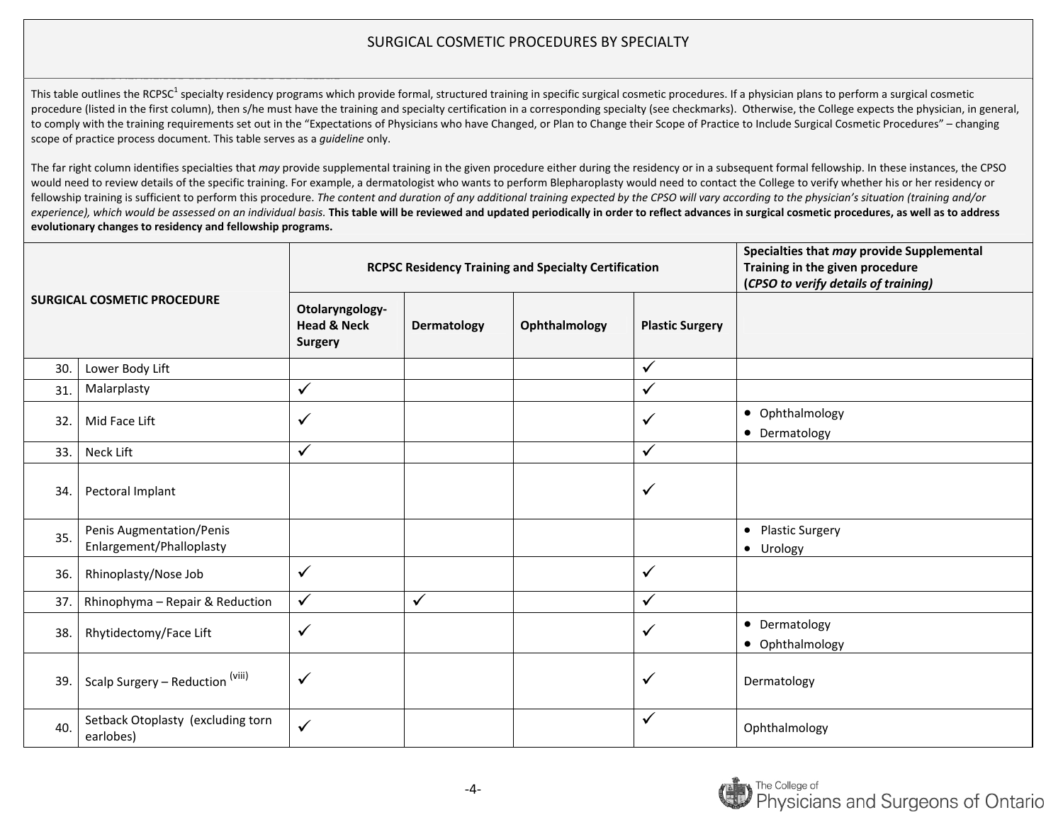# SURGICAL COSMETIC PROCEDURES BY SPECIALTY

This table outlines the RCPSC[1] specialty residency programs which provide formal, structured training in specific surgical cosmetic procedures. If a physician plans to perform a surgical cosmetic procedure (listed in the first column), then s/he must have the training and specialty certification in a corresponding specialty (see checkmarks). Otherwise, the College expects the physician, in general, to comply with the training requirements set out in the "Expectations of Physicians who have Changed, or Plan to Change their Scope of Practice to Include Surgical Cosmetic Procedures" – changing scope of practice process document. This table serves as a *guideline* only.

The far right column identifies specialties that *may* provide supplemental training in the given procedure either during the residency or in a subsequent formal fellowship. In these instances, the CPSO would need to review details of the specific training. For example, a dermatologist who wants to perform Blepharoplasty would need to contact the College to verify whether his or her residency or fellowship training is sufficient to perform this procedure. *The content and duration of any additional training expected by the CPSO will vary according to the physician's situation (training and/or experience), which would be assessed on an individual basis.* **This table will be reviewed and updated periodically in order to reflect advances in surgical cosmetic procedures, as well as to address evolutionary changes to residency and fellowship programs.**

| | SURGICAL COSMETIC PROCEDURE | RCPSC Residency Training and Specialty Certification | | | | Specialties that *may* provide Supplemental Training in the given procedure (*CPSO to verify details of training)* |
|---|---|---|---|---|---|---|
| | | **Otolaryngology-Head & Neck Surgery** | **Dermatology** | **Ophthalmology** | **Plastic Surgery** | |
| 30. | Lower Body Lift | | | | ✓ | |
| 31. | Malarplasty | ✓ | | | ✓ | |
| 32. | Mid Face Lift | ✓ | | | ✓ | • Ophthalmology<br>• Dermatology |
| 33. | Neck Lift | ✓ | | | ✓ | |
| 34. | Pectoral Implant | | | | ✓ | |
| 35. | Penis Augmentation/Penis Enlargement/Phalloplasty | | | | | • Plastic Surgery<br>• Urology |
| 36. | Rhinoplasty/Nose Job | ✓ | | | ✓ | |
| 37. | Rhinophyma – Repair & Reduction | ✓ | ✓ | | ✓ | |
| 38. | Rhytidectomy/Face Lift | ✓ | | | ✓ | • Dermatology<br>• Ophthalmology |
| 39. | Scalp Surgery – Reduction (viii) | ✓ | | | ✓ | Dermatology |
| 40. | Setback Otoplasty (excluding torn earlobes) | ✓ | | | ✓ | Ophthalmology |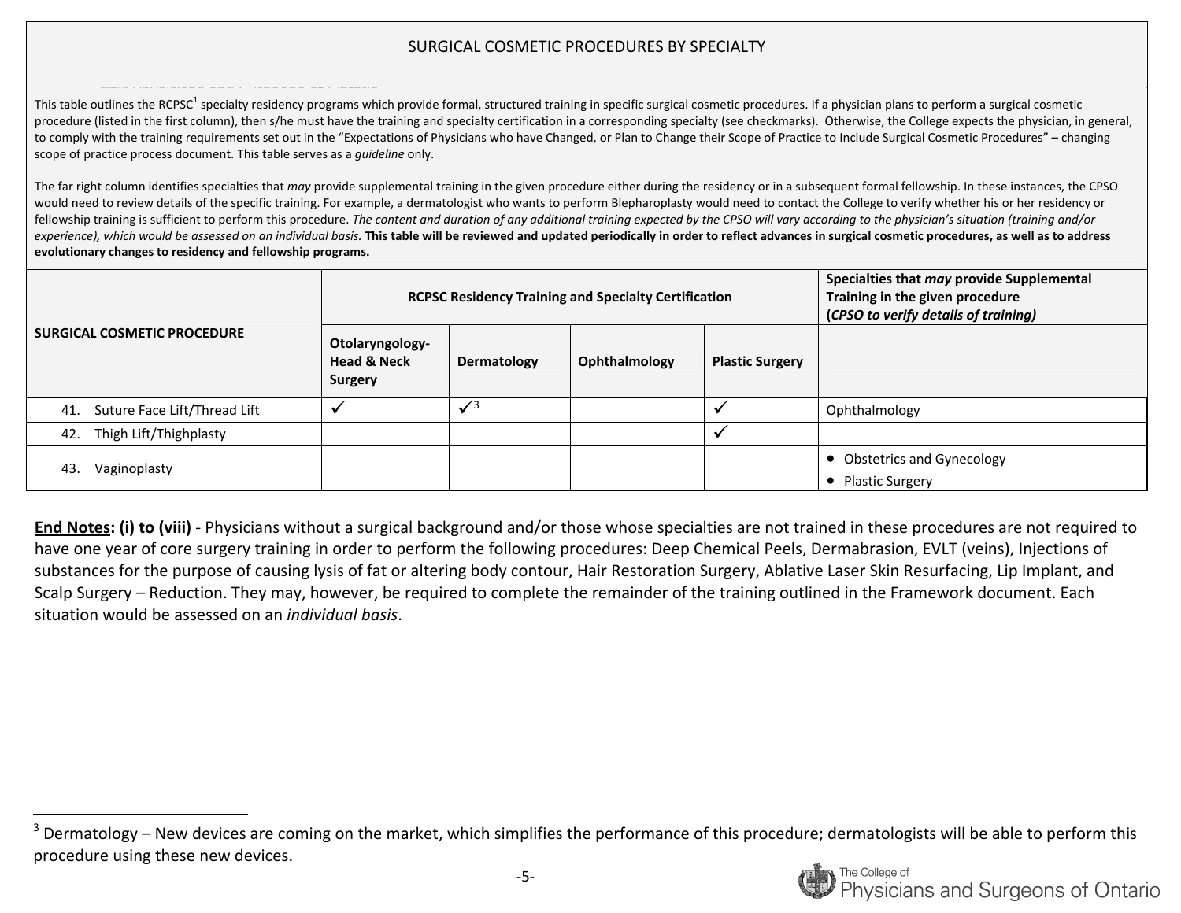## SURGICAL COSMETIC PROCEDURES BY SPECIALTY

This table outlines the RCPSC[1] specialty residency programs which provide formal, structured training in specific surgical cosmetic procedures. If a physician plans to perform a surgical cosmetic procedure (listed in the first column), then s/he must have the training and specialty certification in a corresponding specialty (see checkmarks). Otherwise, the College expects the physician, in general, to comply with the training requirements set out in the "Expectations of Physicians who have Changed, or Plan to Change their Scope of Practice to Include Surgical Cosmetic Procedures" – changing scope of practice process document. This table serves as a *guideline* only.

The far right column identifies specialties that *may* provide supplemental training in the given procedure either during the residency or in a subsequent formal fellowship. In these instances, the CPSO would need to review details of the specific training. For example, a dermatologist who wants to perform Blepharoplasty would need to contact the College to verify whether his or her residency or fellowship training is sufficient to perform this procedure. *The content and duration of any additional training expected by the CPSO will vary according to the physician's situation (training and/or experience), which would be assessed on an individual basis.* **This table will be reviewed and updated periodically in order to reflect advances in surgical cosmetic procedures, as well as to address evolutionary changes to residency and fellowship programs.**

| SURGICAL COSMETIC PROCEDURE | | RCPSC Residency Training and Specialty Certification | | | | Specialties that *may* provide Supplemental Training in the given procedure (*CPSO to verify details of training*) |
|---|---|---|---|---|---|---|
| | | Otolaryngology-Head & Neck Surgery | Dermatology | Ophthalmology | Plastic Surgery | |
| 41. | Suture Face Lift/Thread Lift | ✓ | ✓[3] | | ✓ | Ophthalmology |
| 42. | Thigh Lift/Thighplasty | | | | ✓ | |
| 43. | Vaginoplasty | | | | | • Obstetrics and Gynecology<br>• Plastic Surgery |

**<u>End Notes</u>: (i) to (viii)** - Physicians without a surgical background and/or those whose specialties are not trained in these procedures are not required to have one year of core surgery training in order to perform the following procedures: Deep Chemical Peels, Dermabrasion, EVLT (veins), Injections of substances for the purpose of causing lysis of fat or altering body contour, Hair Restoration Surgery, Ablative Laser Skin Resurfacing, Lip Implant, and Scalp Surgery – Reduction. They may, however, be required to complete the remainder of the training outlined in the Framework document. Each situation would be assessed on an *individual basis*.

---

[3] Dermatology – New devices are coming on the market, which simplifies the performance of this procedure; dermatologists will be able to perform this procedure using these new devices.